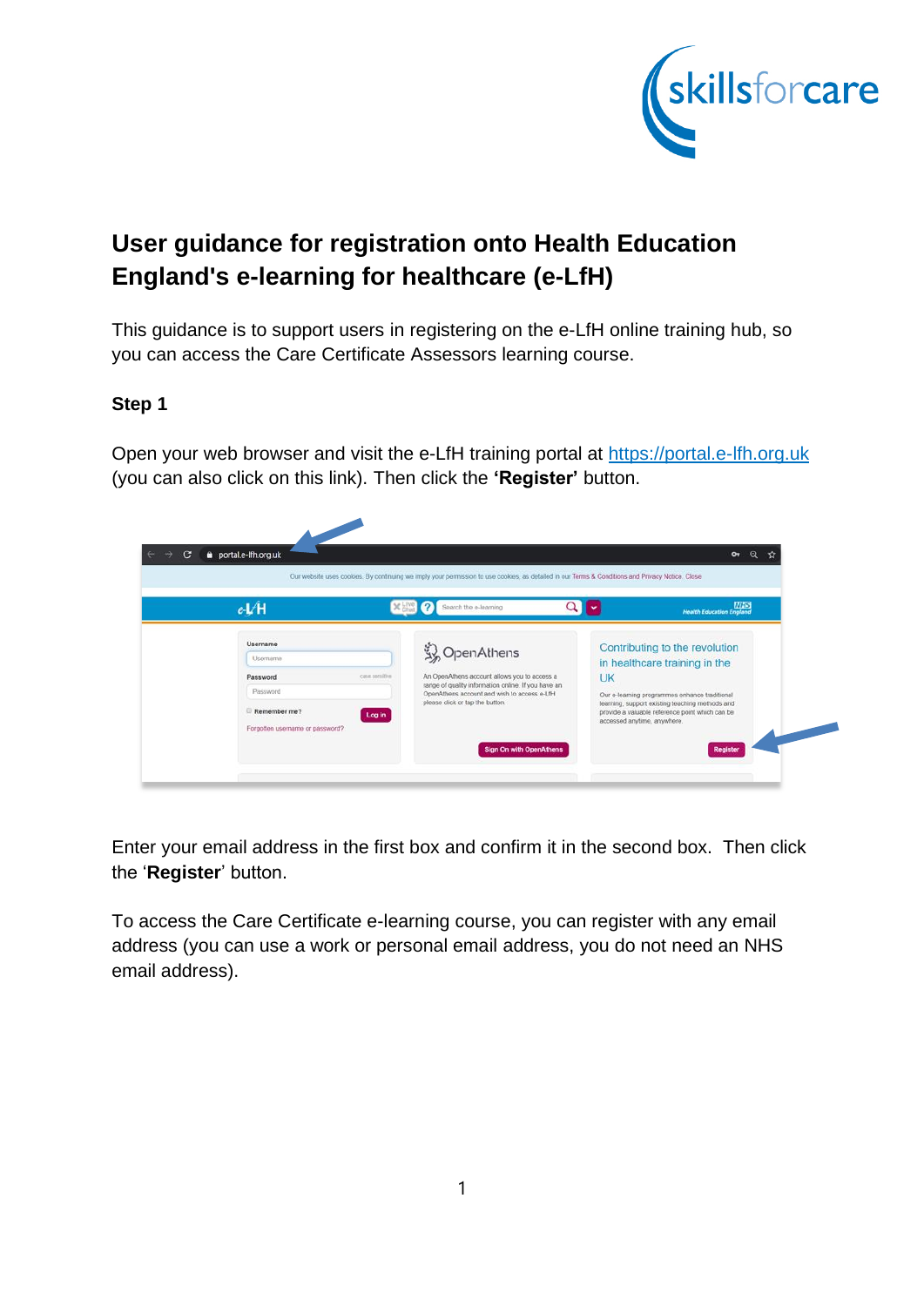# User guidance for registration onto Health Education England's e-learning for healthcare (e-LfH)

This guidance is to support users in registering on the e-LfH online training hub, so you can access the Care Certificate Assessors learning course.

### Step 1

Open your web browser and visit the e-LfH training portal at https://portal.e-lfh.org.uk (you can also click on this link). Then click the **'Register'** button.

Enter your email address in the first box and confirm it in the second box. Then click the '**Register**' button.

To access the Care Certificate e-learning course, you can register with any email address (you can use a work or personal email address, you do not need an NHS email address).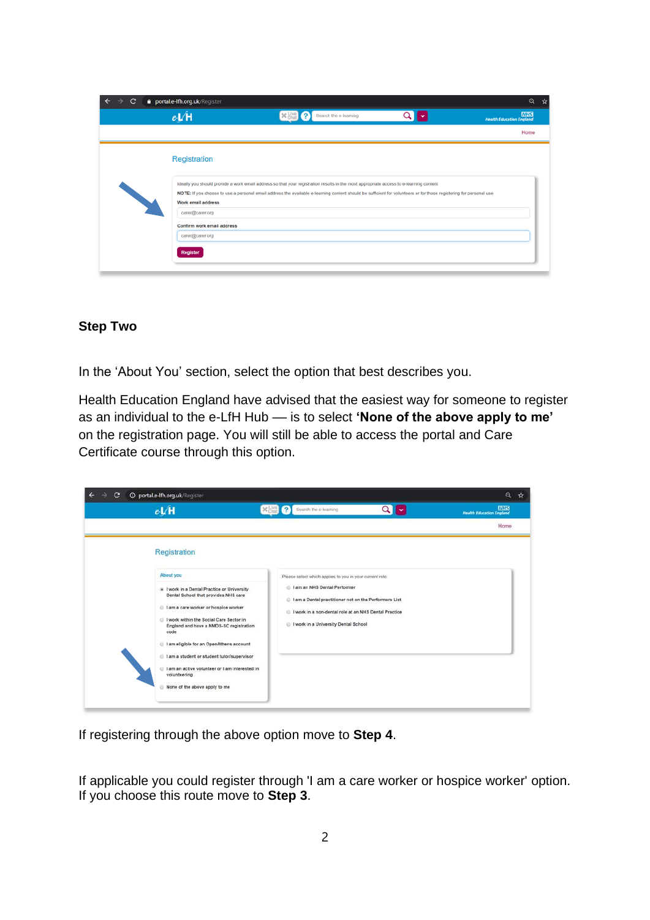## Step Two

In the 'About You' section, select the option that best describes you.

Health Education England have advised that the easiest way for someone to register as an individual to the e-LfH Hub — is to select **'None of the above apply to me'** on the registration page. You will still be able to access the portal and Care Certificate course through this option.

If registering through the above option move to **Step 4**.

If applicable you could register through 'I am a care worker or hospice worker' option. If you choose this route move to **Step 3**.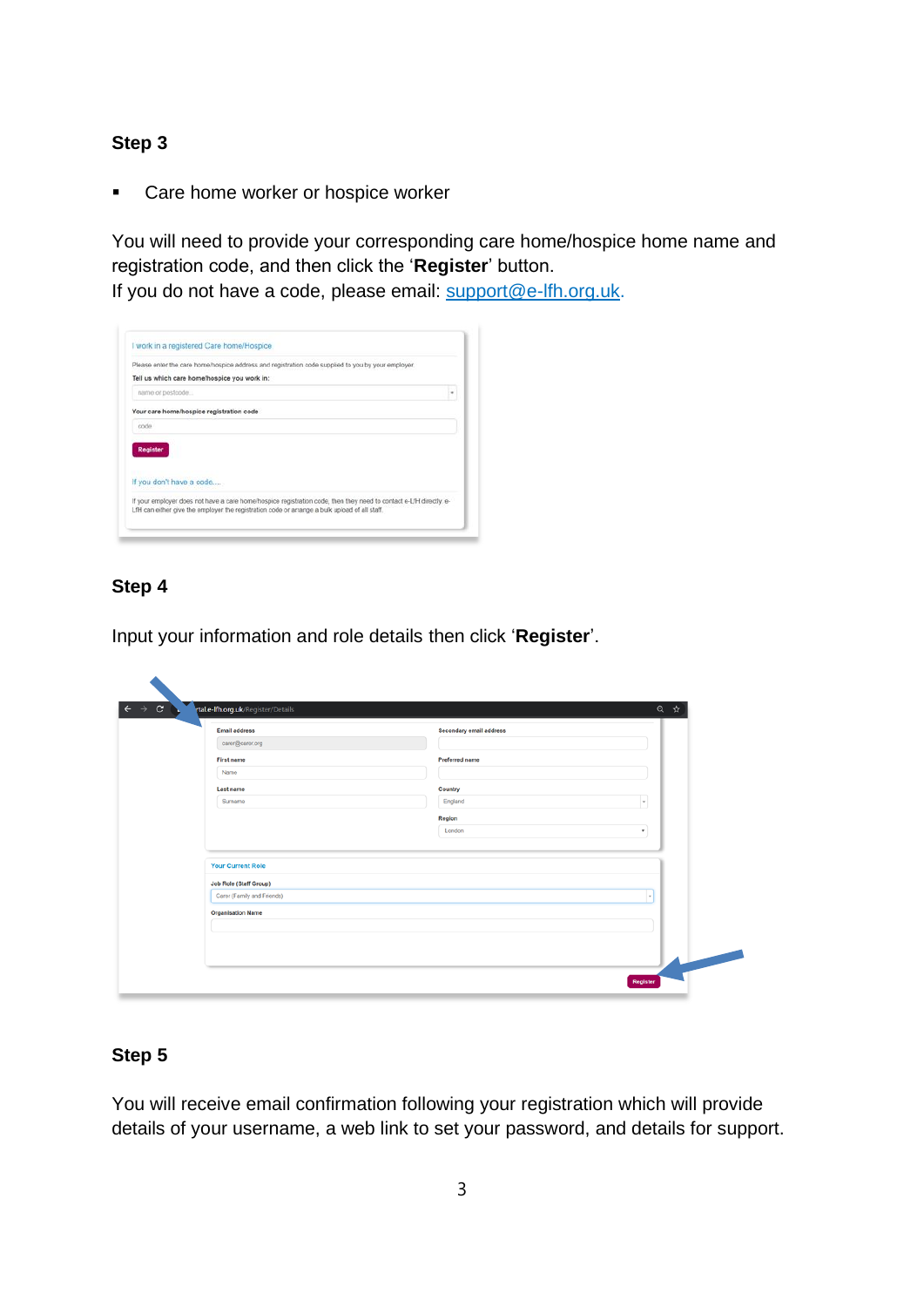## Step 3

- Care home worker or hospice worker

You will need to provide your corresponding care home/hospice home name and registration code, and then click the '**Register**' button.
If you do not have a code, please email: [support@e-lfh.org.uk](mailto:support@e-lfh.org.uk).

## Step 4

Input your information and role details then click '**Register**'.

## Step 5

You will receive email confirmation following your registration which will provide details of your username, a web link to set your password, and details for support.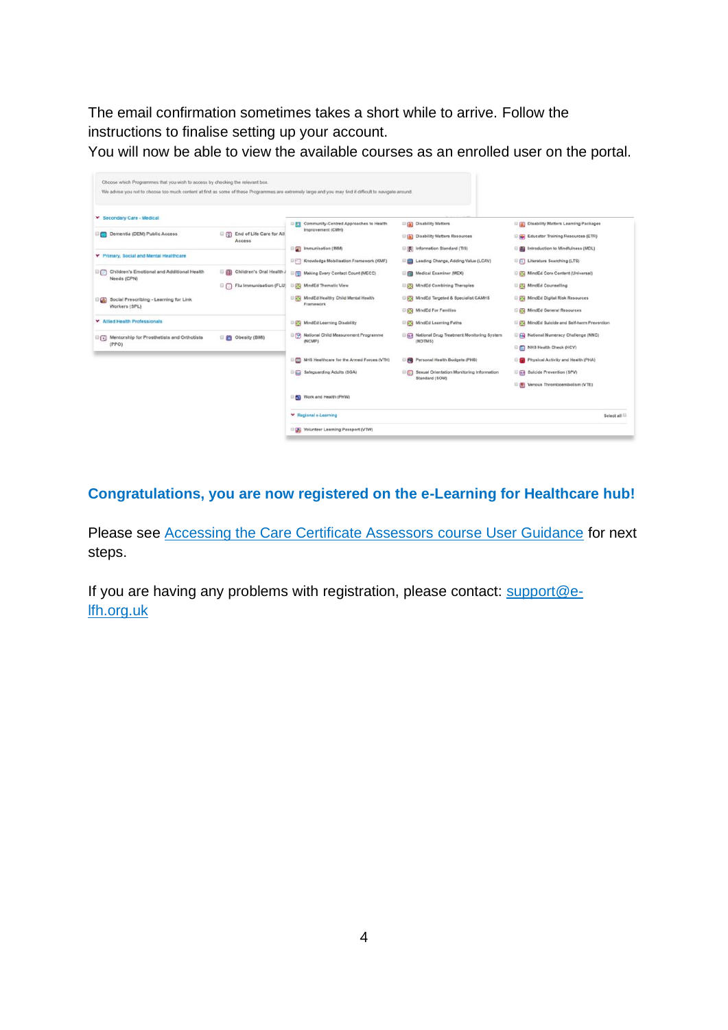The email confirmation sometimes takes a short while to arrive. Follow the instructions to finalise setting up your account.
You will now be able to view the available courses as an enrolled user on the portal.

## Congratulations, you are now registered on the e-Learning for Healthcare hub!

Please see Accessing the Care Certificate Assessors course User Guidance for next steps.

If you are having any problems with registration, please contact: support@e-lfh.org.uk